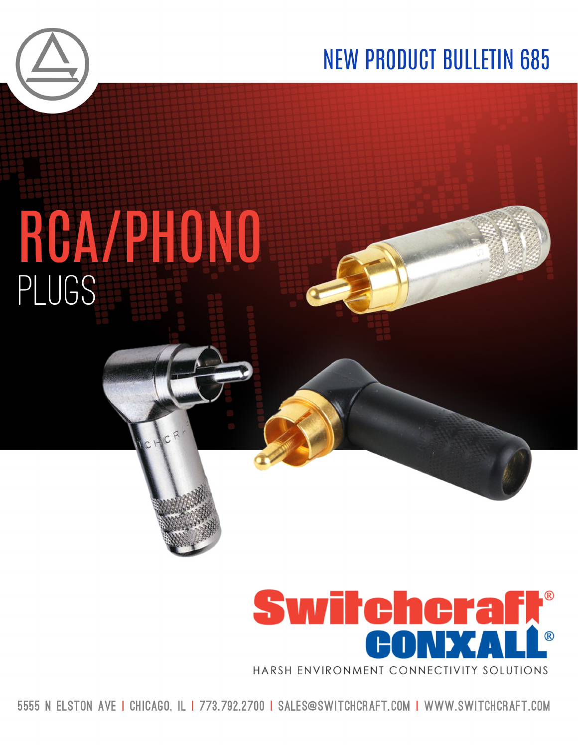NEW PRODUCT BULLETIN 685

# RCA/PHONO
## PLUGS

Switchcraft®
CONXALL®
HARSH ENVIRONMENT CONNECTIVITY SOLUTIONS

5555 N ELSTON AVE | CHICAGO, IL | 773.792.2700 | SALES@SWITCHCRAFT.COM | WWW.SWITCHCRAFT.COM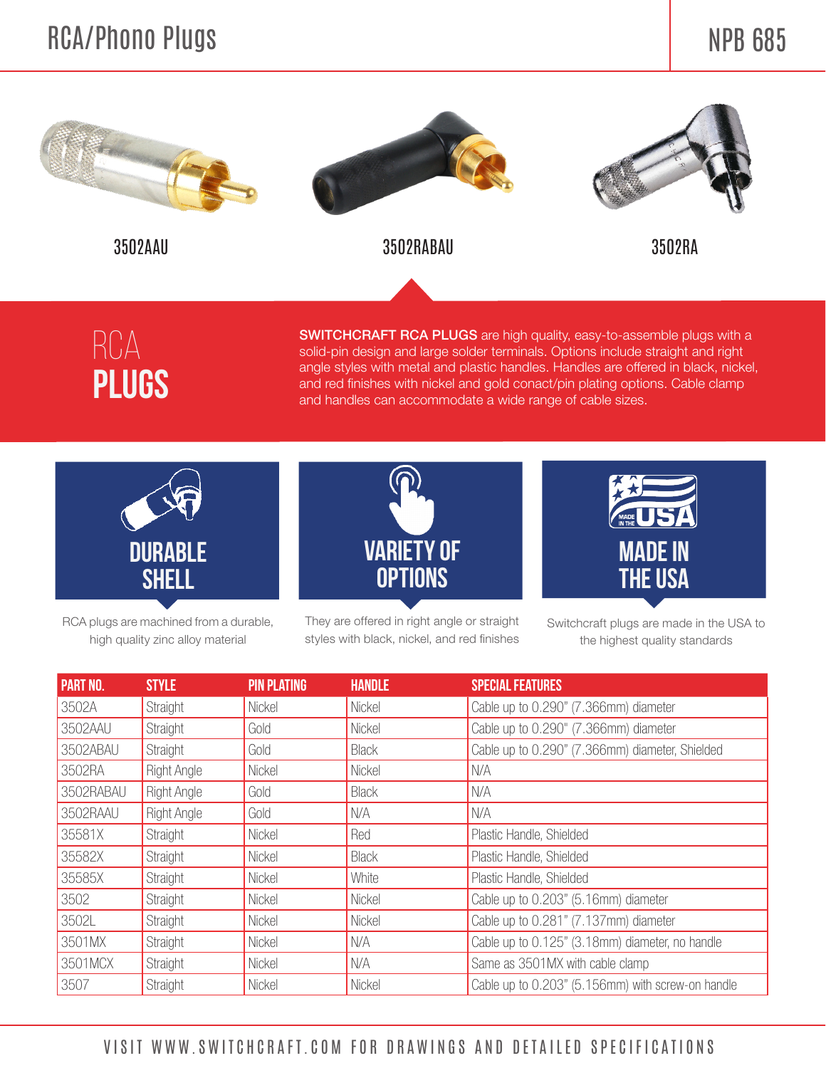# RCA/Phono Plugs

NPB 685

3502AAU

3502RABAU

3502RA

## RCA PLUGS

**SWITCHCRAFT RCA PLUGS** are high quality, easy-to-assemble plugs with a solid-pin design and large solder terminals. Options include straight and right angle styles with metal and plastic handles. Handles are offered in black, nickel, and red finishes with nickel and gold conact/pin plating options. Cable clamp and handles can accommodate a wide range of cable sizes.

### DURABLE SHELL

RCA plugs are machined from a durable, high quality zinc alloy material

### VARIETY OF OPTIONS

They are offered in right angle or straight styles with black, nickel, and red finishes

### MADE IN THE USA

Switchcraft plugs are made in the USA to the highest quality standards

| PART NO. | STYLE | PIN PLATING | HANDLE | SPECIAL FEATURES |
|---|---|---|---|---|
| 3502A | Straight | Nickel | Nickel | Cable up to 0.290" (7.366mm) diameter |
| 3502AAU | Straight | Gold | Nickel | Cable up to 0.290" (7.366mm) diameter |
| 3502ABAU | Straight | Gold | Black | Cable up to 0.290" (7.366mm) diameter, Shielded |
| 3502RA | Right Angle | Nickel | Nickel | N/A |
| 3502RABAU | Right Angle | Gold | Black | N/A |
| 3502RAAU | Right Angle | Gold | N/A | N/A |
| 35581X | Straight | Nickel | Red | Plastic Handle, Shielded |
| 35582X | Straight | Nickel | Black | Plastic Handle, Shielded |
| 35585X | Straight | Nickel | White | Plastic Handle, Shielded |
| 3502 | Straight | Nickel | Nickel | Cable up to 0.203" (5.16mm) diameter |
| 3502L | Straight | Nickel | Nickel | Cable up to 0.281" (7.137mm) diameter |
| 3501MX | Straight | Nickel | N/A | Cable up to 0.125" (3.18mm) diameter, no handle |
| 3501MCX | Straight | Nickel | N/A | Same as 3501MX with cable clamp |
| 3507 | Straight | Nickel | Nickel | Cable up to 0.203" (5.156mm) with screw-on handle |

VISIT WWW.SWITCHCRAFT.COM FOR DRAWINGS AND DETAILED SPECIFICATIONS